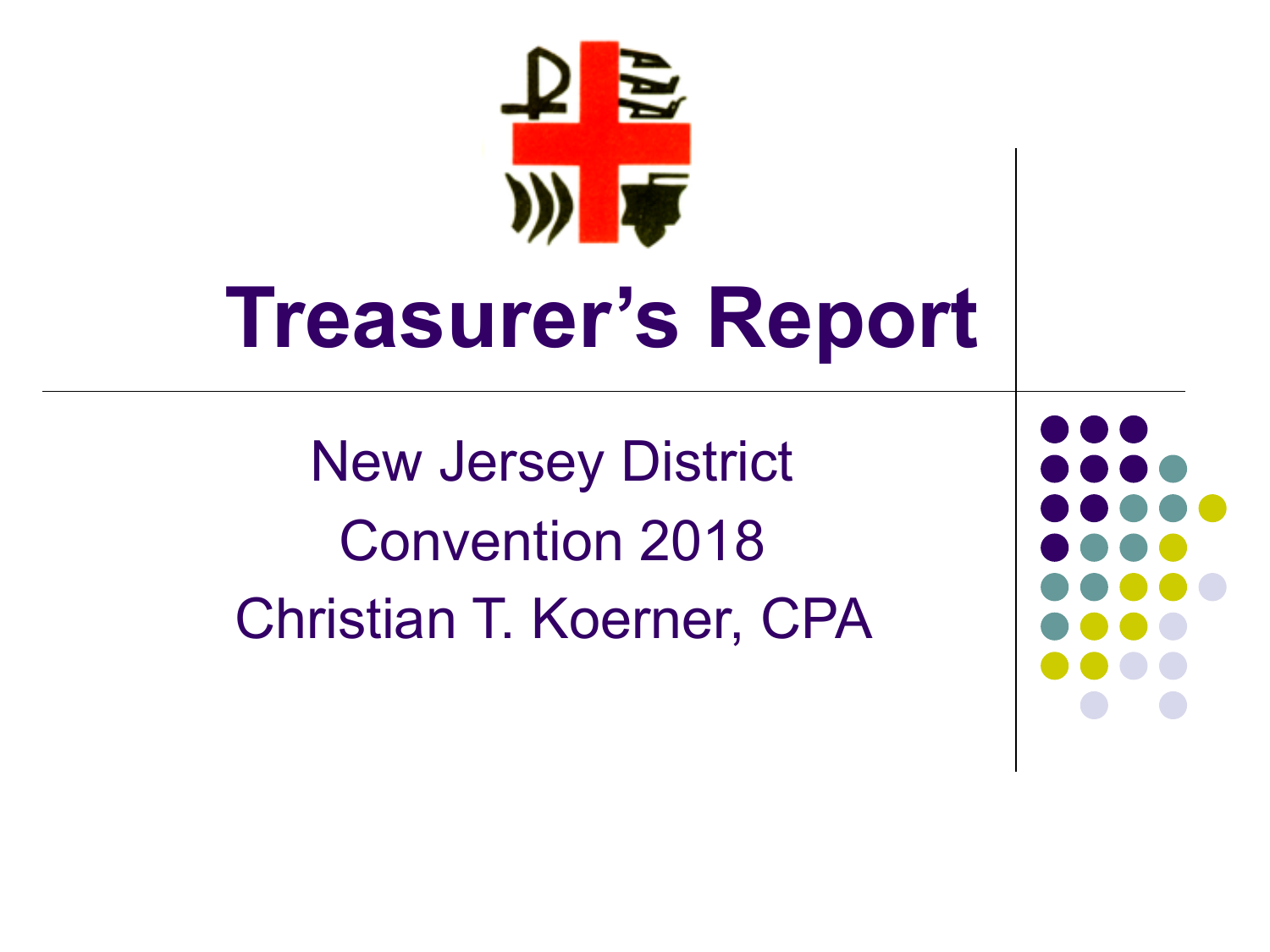# Treasurer's Report

New Jersey District

Convention 2018

Christian T. Koerner, CPA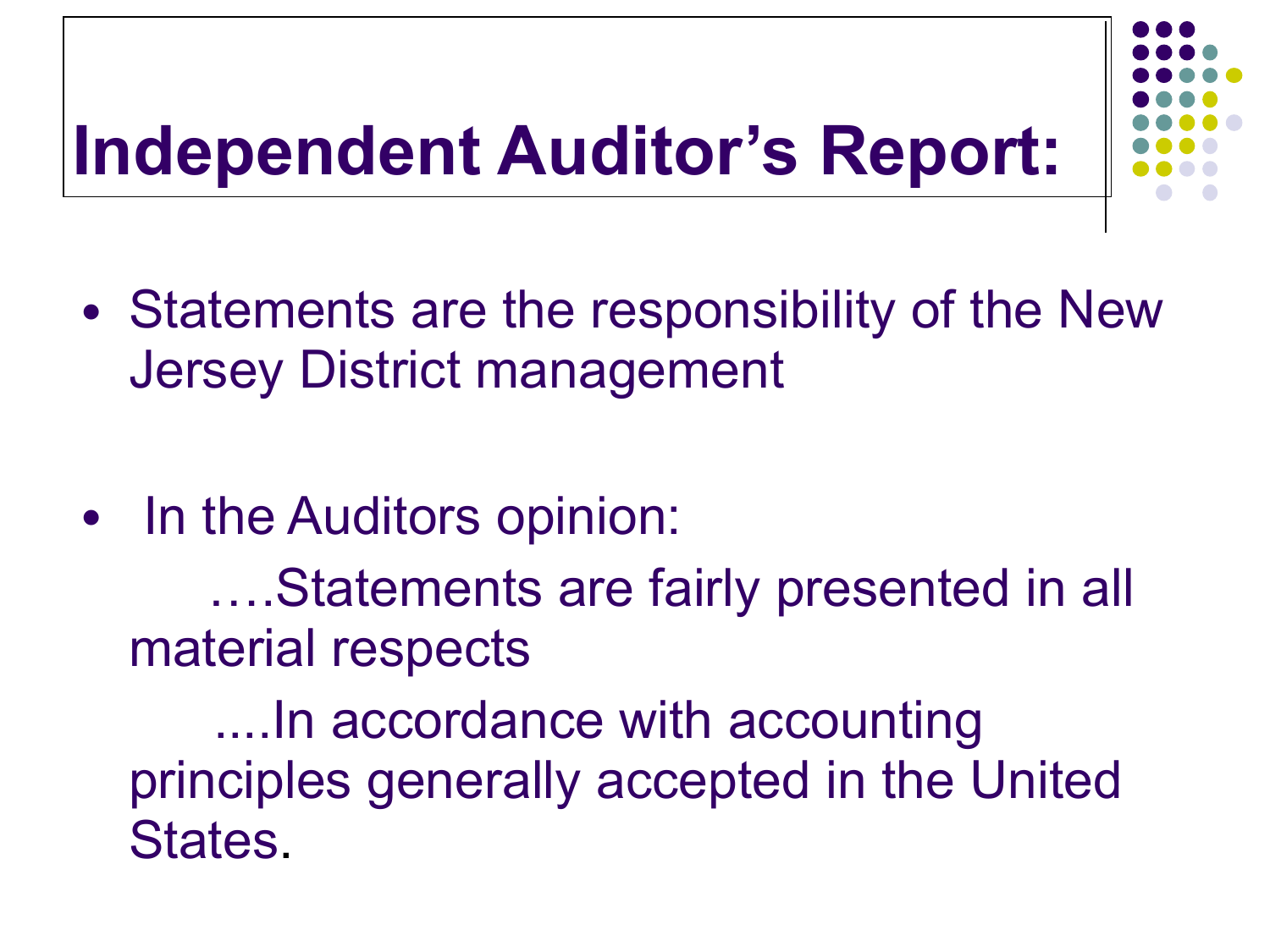# Independent Auditor's Report:

- Statements are the responsibility of the New Jersey District management
- In the Auditors opinion:

  ….Statements are fairly presented in all material respects

  ....In accordance with accounting principles generally accepted in the United States.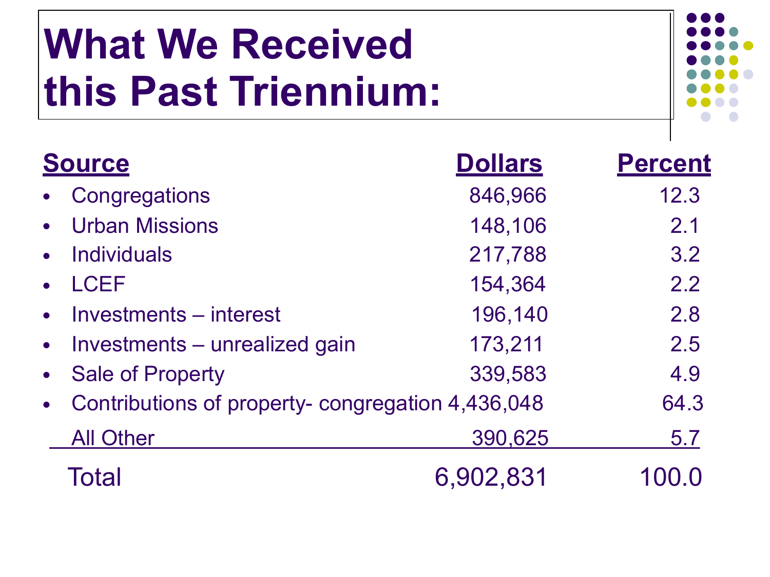# What We Received this Past Triennium:

| Source | Dollars | Percent |
|---|---|---|
| Congregations | 846,966 | 12.3 |
| Urban Missions | 148,106 | 2.1 |
| Individuals | 217,788 | 3.2 |
| LCEF | 154,364 | 2.2 |
| Investments – interest | 196,140 | 2.8 |
| Investments – unrealized gain | 173,211 | 2.5 |
| Sale of Property | 339,583 | 4.9 |
| Contributions of property- congregation | 4,436,048 | 64.3 |
| All Other | 390,625 | 5.7 |
| Total | 6,902,831 | 100.0 |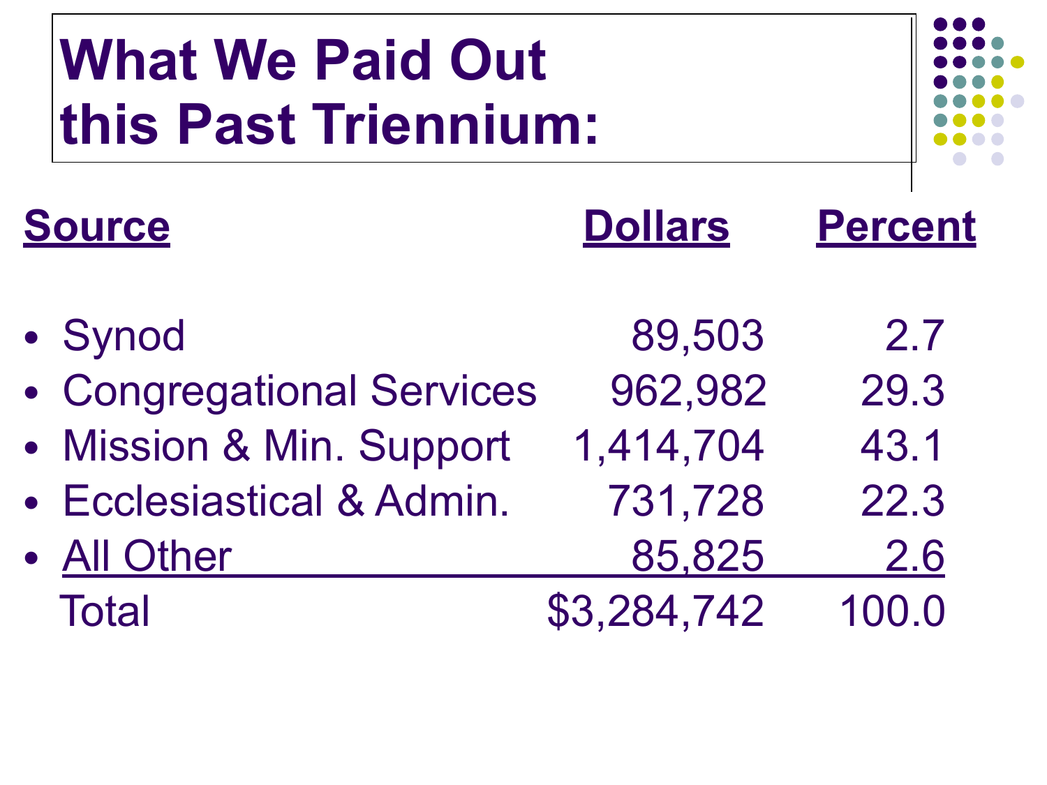# What We Paid Out this Past Triennium:

| Source | Dollars | Percent |
|---|---|---|
| Synod | 89,503 | 2.7 |
| Congregational Services | 962,982 | 29.3 |
| Mission & Min. Support | 1,414,704 | 43.1 |
| Ecclesiastical & Admin. | 731,728 | 22.3 |
| All Other | 85,825 | 2.6 |
| Total | $3,284,742 | 100.0 |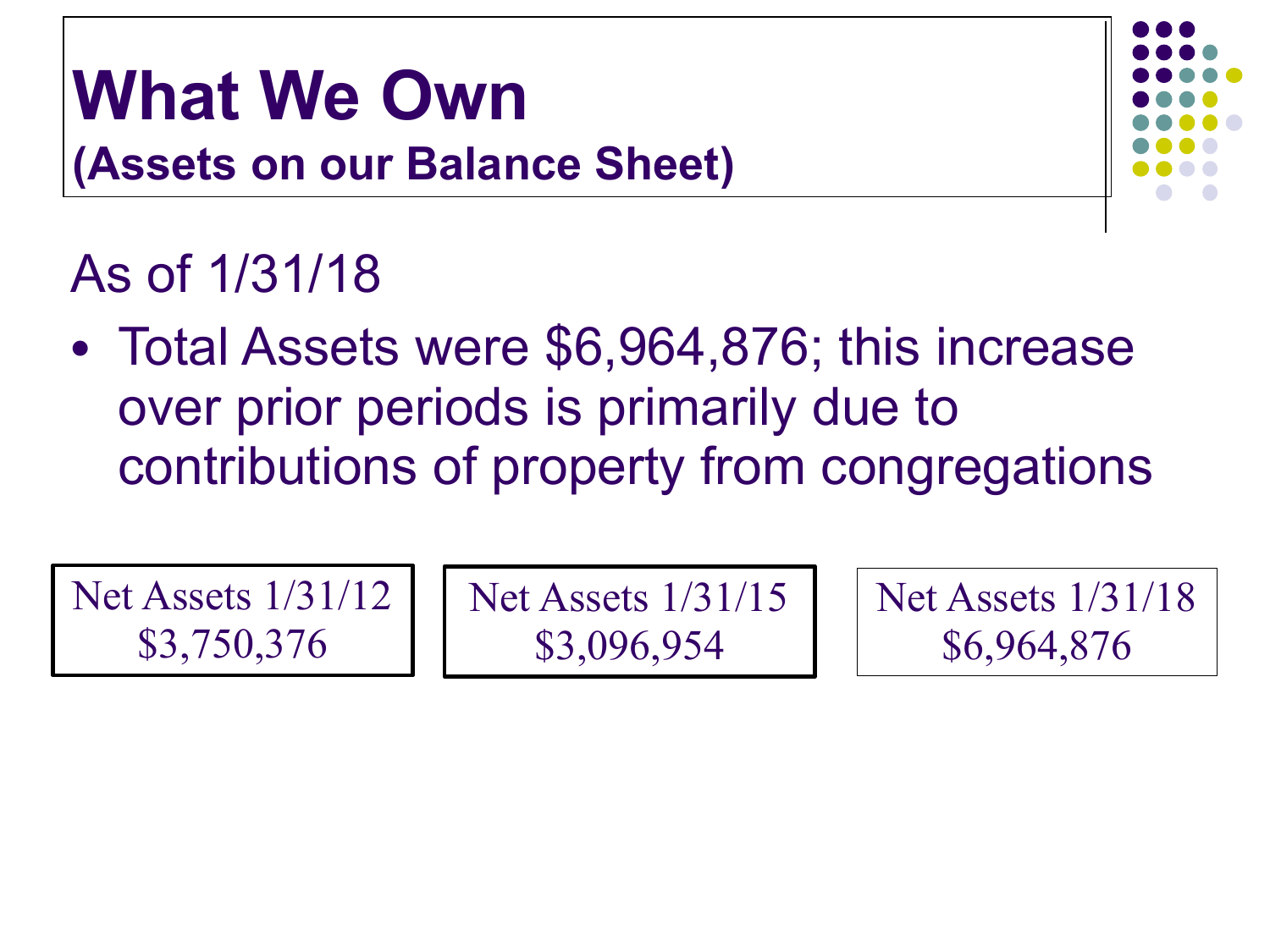# What We Own

**(Assets on our Balance Sheet)**

As of 1/31/18

- Total Assets were $6,964,876; this increase over prior periods is primarily due to contributions of property from congregations

| Net Assets 1/31/12 | Net Assets 1/31/15 | Net Assets 1/31/18 |
|---|---|---|
| $3,750,376 | $3,096,954 | $6,964,876 |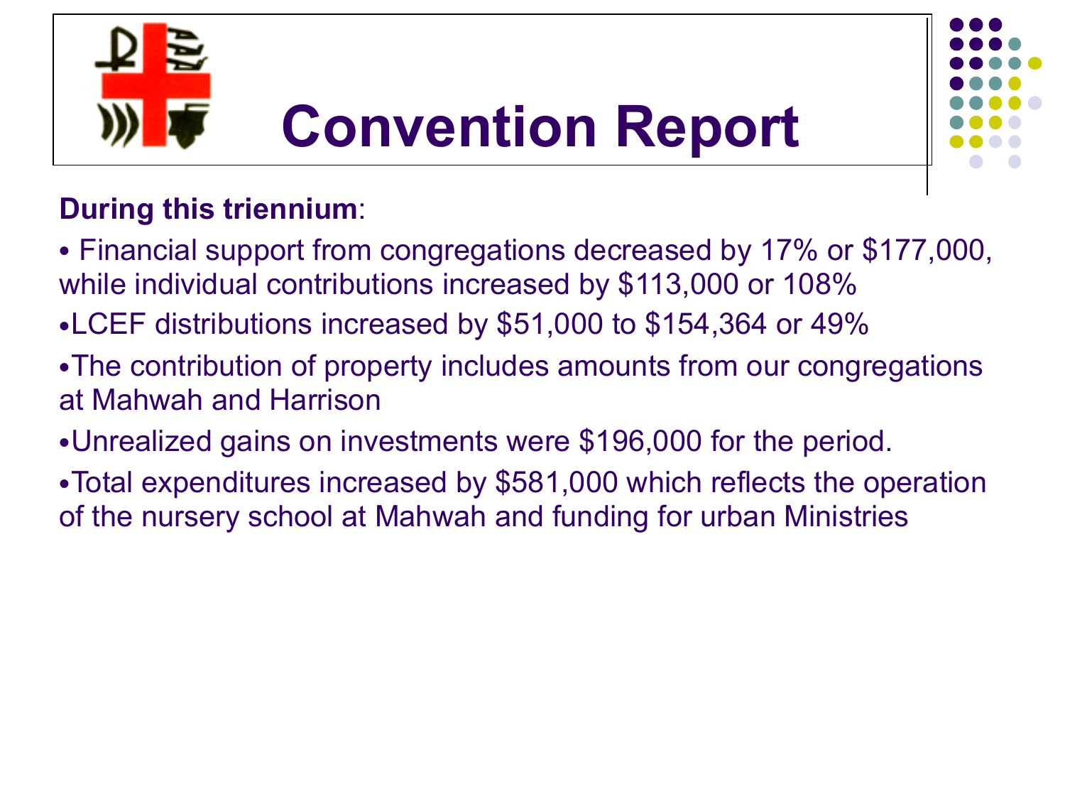# Convention Report

**During this triennium**:

- Financial support from congregations decreased by 17% or $177,000, while individual contributions increased by $113,000 or 108%
- LCEF distributions increased by $51,000 to $154,364 or 49%
- The contribution of property includes amounts from our congregations at Mahwah and Harrison
- Unrealized gains on investments were $196,000 for the period.
- Total expenditures increased by $581,000 which reflects the operation of the nursery school at Mahwah and funding for urban Ministries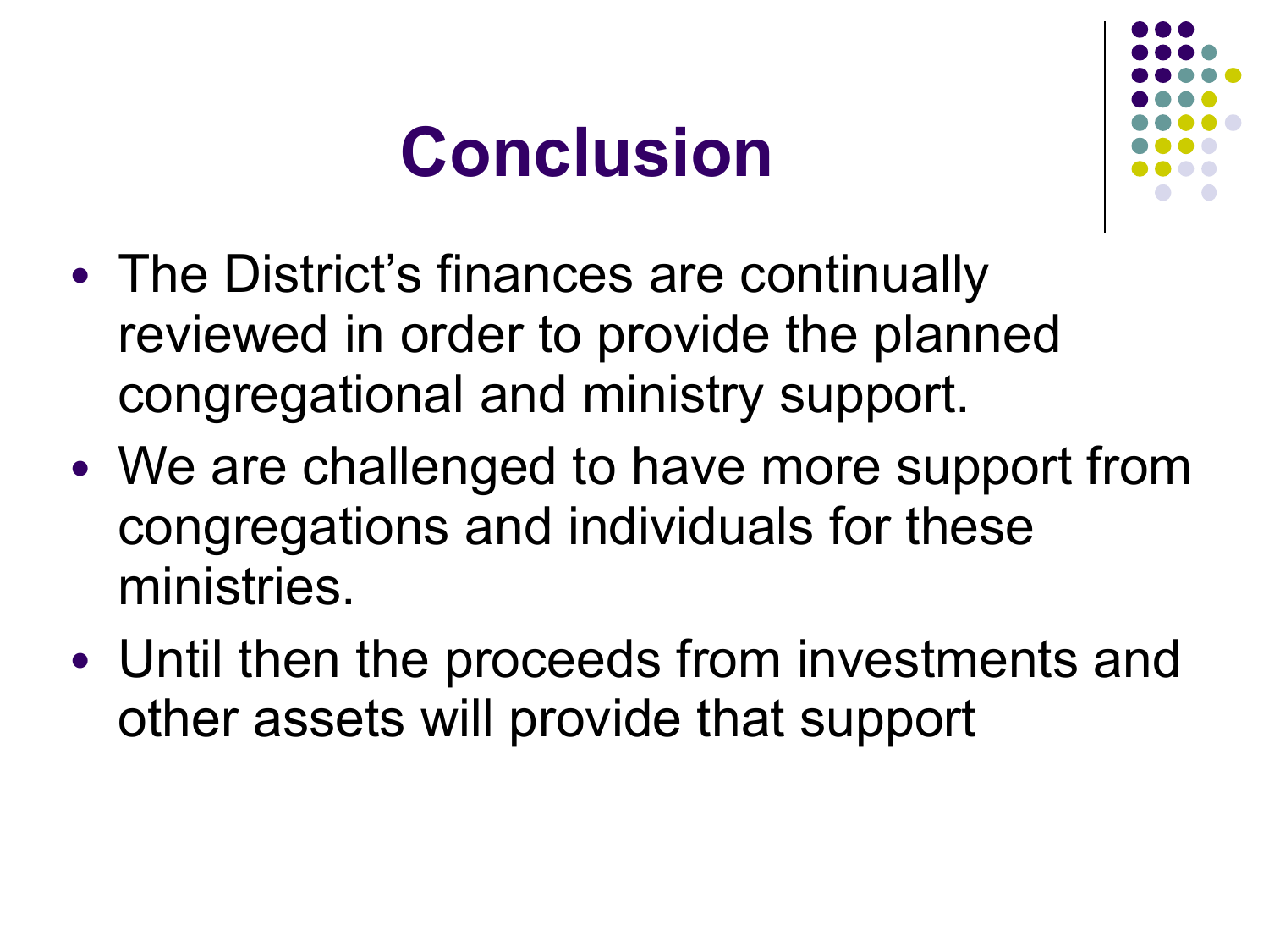# Conclusion

- The District's finances are continually reviewed in order to provide the planned congregational and ministry support.
- We are challenged to have more support from congregations and individuals for these ministries.
- Until then the proceeds from investments and other assets will provide that support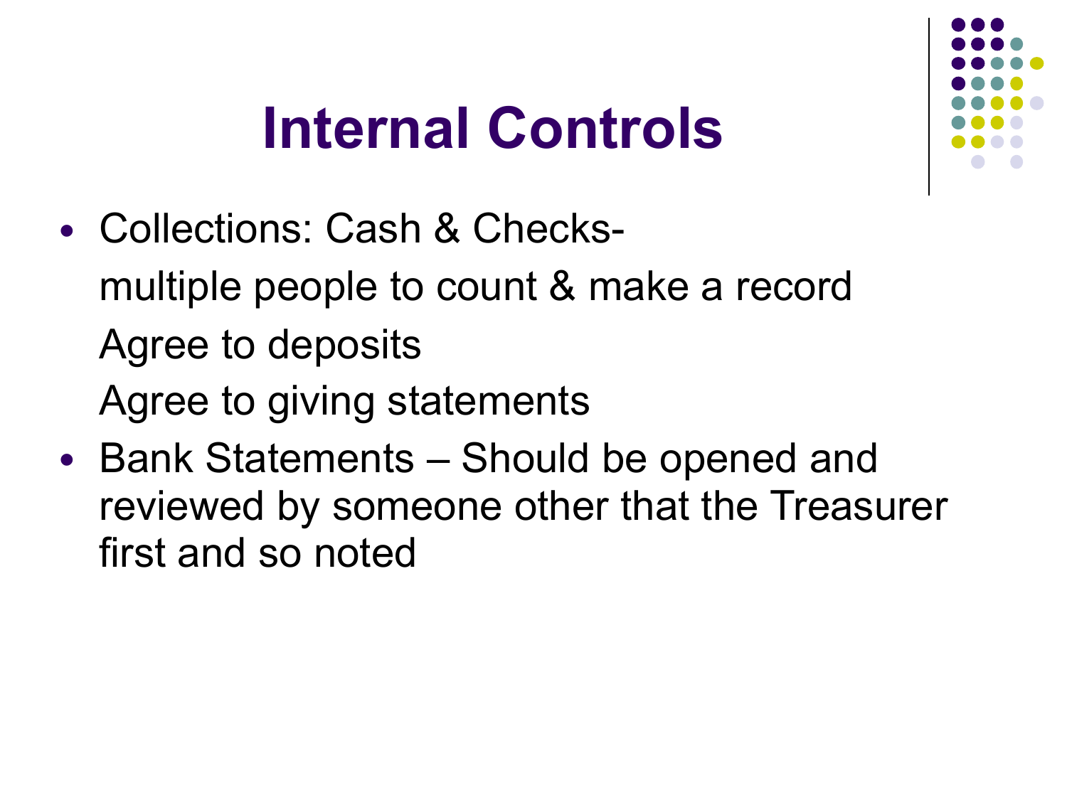# Internal Controls

- Collections: Cash & Checks-

  multiple people to count & make a record

  Agree to deposits

  Agree to giving statements

- Bank Statements – Should be opened and reviewed by someone other that the Treasurer first and so noted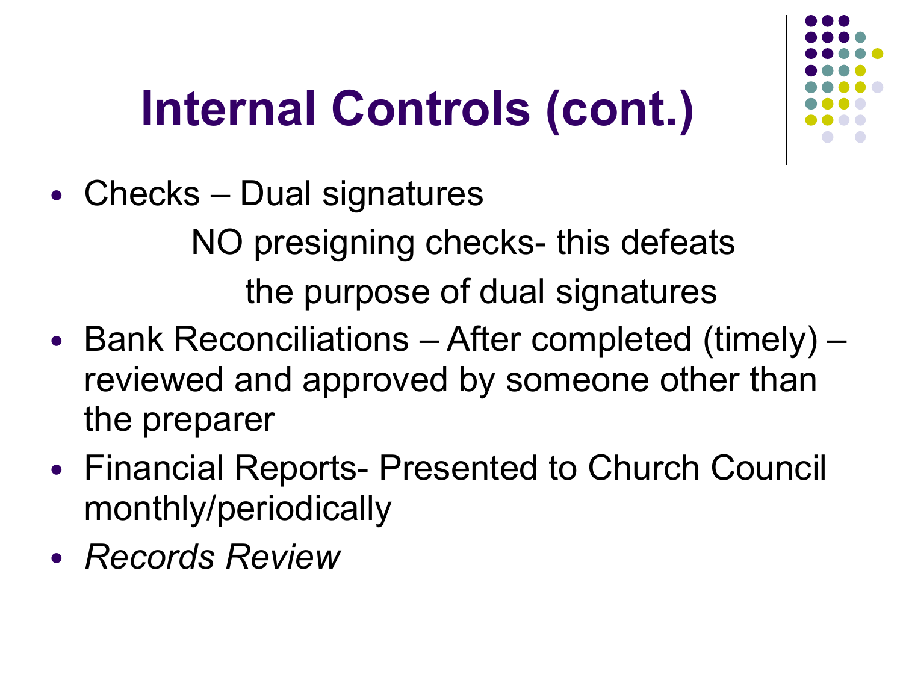# Internal Controls (cont.)

- Checks – Dual signatures

  NO presigning checks- this defeats the purpose of dual signatures

- Bank Reconciliations – After completed (timely) – reviewed and approved by someone other than the preparer
- Financial Reports- Presented to Church Council monthly/periodically
- *Records Review*